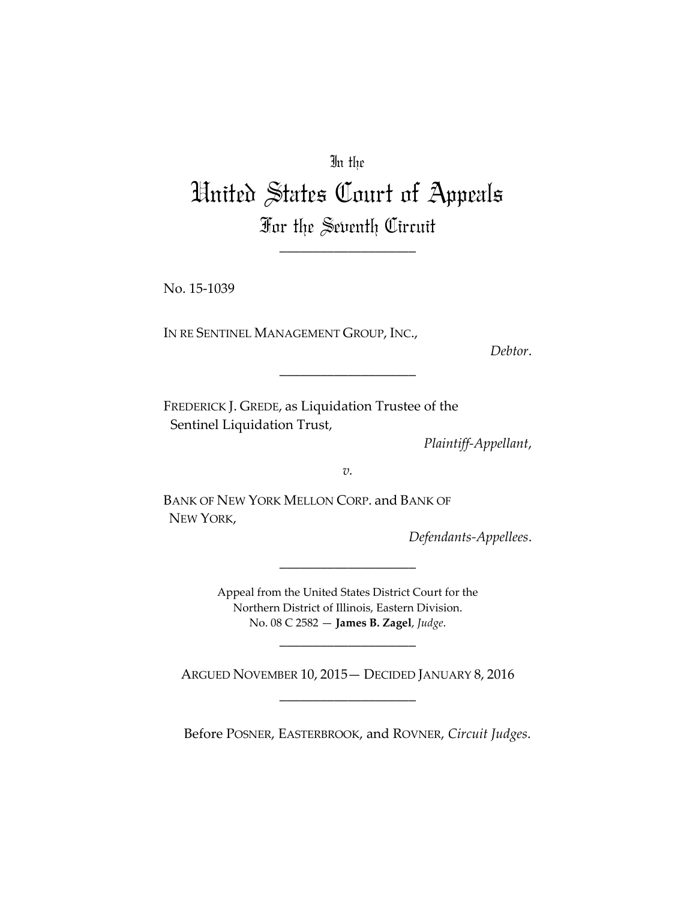In the

# United States Court of Appeals

## For the Seventh Circuit

____________________

No. 15-1039

IN RE SENTINEL MANAGEMENT GROUP, INC.,

*Debtor*.

____________________

FREDERICK J. GREDE, as Liquidation Trustee of the Sentinel Liquidation Trust,

*Plaintiff-Appellant*,

*v.*

BANK OF NEW YORK MELLON CORP. and BANK OF NEW YORK,

*Defendants-Appellees*.

____________________

Appeal from the United States District Court for the Northern District of Illinois, Eastern Division.
No. 08 C 2582 — **James B. Zagel**, *Judge*.

____________________

ARGUED NOVEMBER 10, 2015— DECIDED JANUARY 8, 2016

____________________

Before POSNER, EASTERBROOK, and ROVNER, *Circuit Judges*.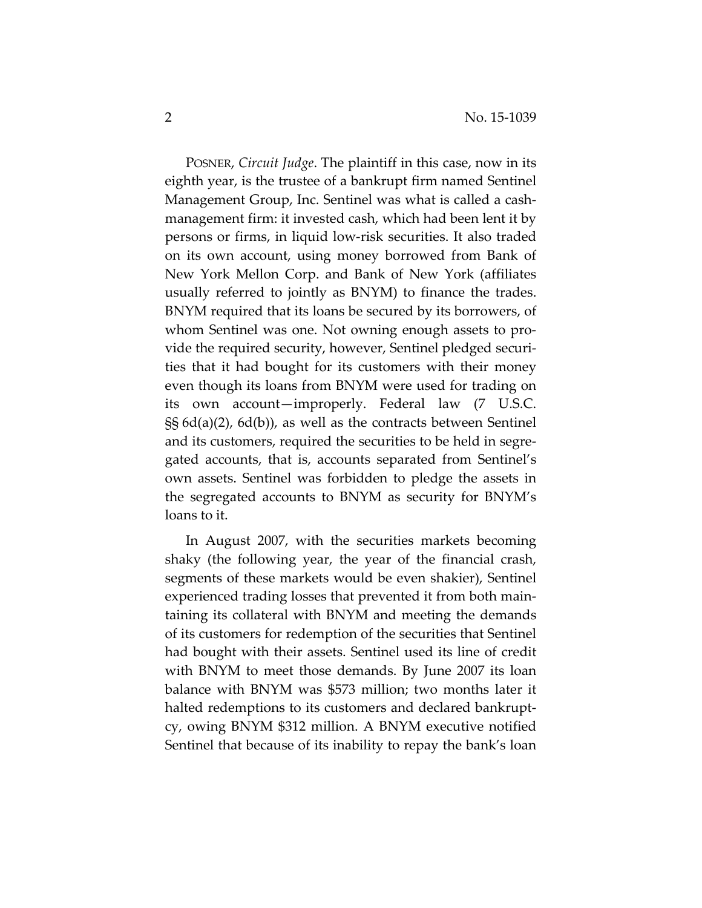POSNER, *Circuit Judge*. The plaintiff in this case, now in its eighth year, is the trustee of a bankrupt firm named Sentinel Management Group, Inc. Sentinel was what is called a cash-management firm: it invested cash, which had been lent it by persons or firms, in liquid low-risk securities. It also traded on its own account, using money borrowed from Bank of New York Mellon Corp. and Bank of New York (affiliates usually referred to jointly as BNYM) to finance the trades. BNYM required that its loans be secured by its borrowers, of whom Sentinel was one. Not owning enough assets to provide the required security, however, Sentinel pledged securities that it had bought for its customers with their money even though its loans from BNYM were used for trading on its own account—improperly. Federal law (7 U.S.C. §§ 6d(a)(2), 6d(b)), as well as the contracts between Sentinel and its customers, required the securities to be held in segregated accounts, that is, accounts separated from Sentinel's own assets. Sentinel was forbidden to pledge the assets in the segregated accounts to BNYM as security for BNYM's loans to it.

In August 2007, with the securities markets becoming shaky (the following year, the year of the financial crash, segments of these markets would be even shakier), Sentinel experienced trading losses that prevented it from both maintaining its collateral with BNYM and meeting the demands of its customers for redemption of the securities that Sentinel had bought with their assets. Sentinel used its line of credit with BNYM to meet those demands. By June 2007 its loan balance with BNYM was $573 million; two months later it halted redemptions to its customers and declared bankruptcy, owing BNYM $312 million. A BNYM executive notified Sentinel that because of its inability to repay the bank's loan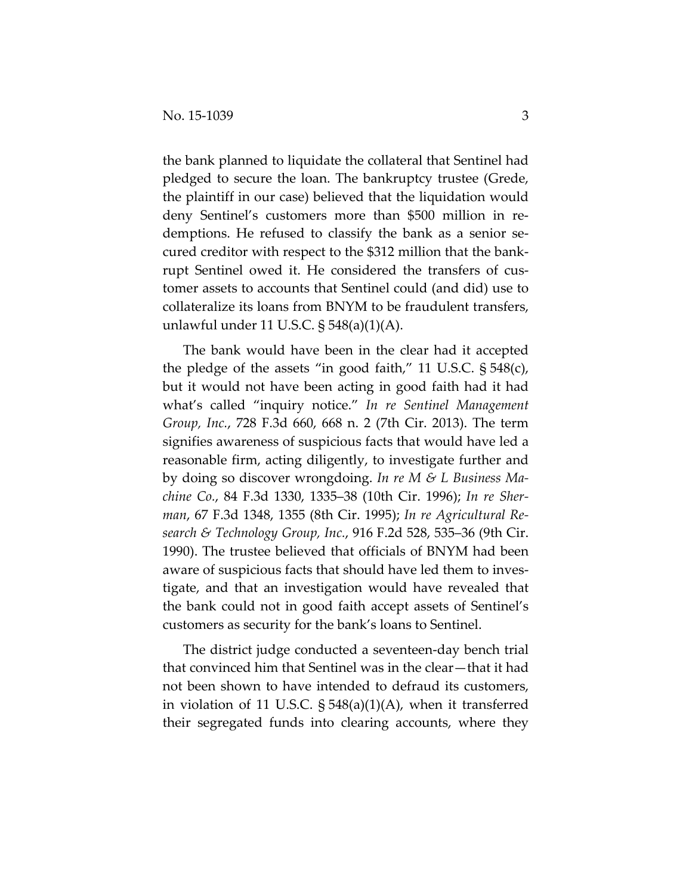the bank planned to liquidate the collateral that Sentinel had pledged to secure the loan. The bankruptcy trustee (Grede, the plaintiff in our case) believed that the liquidation would deny Sentinel's customers more than $500 million in redemptions. He refused to classify the bank as a senior secured creditor with respect to the $312 million that the bankrupt Sentinel owed it. He considered the transfers of customer assets to accounts that Sentinel could (and did) use to collateralize its loans from BNYM to be fraudulent transfers, unlawful under 11 U.S.C. § 548(a)(1)(A).

The bank would have been in the clear had it accepted the pledge of the assets "in good faith," 11 U.S.C. § 548(c), but it would not have been acting in good faith had it had what's called "inquiry notice." *In re Sentinel Management Group, Inc.*, 728 F.3d 660, 668 n. 2 (7th Cir. 2013). The term signifies awareness of suspicious facts that would have led a reasonable firm, acting diligently, to investigate further and by doing so discover wrongdoing. *In re M & L Business Machine Co.*, 84 F.3d 1330, 1335–38 (10th Cir. 1996); *In re Sherman*, 67 F.3d 1348, 1355 (8th Cir. 1995); *In re Agricultural Research & Technology Group, Inc.*, 916 F.2d 528, 535–36 (9th Cir. 1990). The trustee believed that officials of BNYM had been aware of suspicious facts that should have led them to investigate, and that an investigation would have revealed that the bank could not in good faith accept assets of Sentinel's customers as security for the bank's loans to Sentinel.

The district judge conducted a seventeen-day bench trial that convinced him that Sentinel was in the clear—that it had not been shown to have intended to defraud its customers, in violation of 11 U.S.C. § 548(a)(1)(A), when it transferred their segregated funds into clearing accounts, where they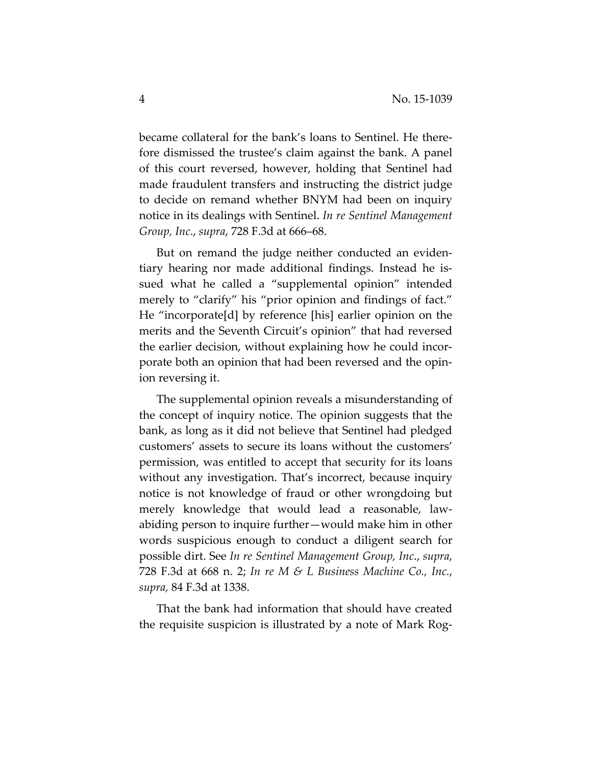became collateral for the bank's loans to Sentinel. He therefore dismissed the trustee's claim against the bank. A panel of this court reversed, however, holding that Sentinel had made fraudulent transfers and instructing the district judge to decide on remand whether BNYM had been on inquiry notice in its dealings with Sentinel. *In re Sentinel Management Group, Inc*., *supra*, 728 F.3d at 666–68.

But on remand the judge neither conducted an evidentiary hearing nor made additional findings. Instead he issued what he called a "supplemental opinion" intended merely to "clarify" his "prior opinion and findings of fact." He "incorporate[d] by reference [his] earlier opinion on the merits and the Seventh Circuit's opinion" that had reversed the earlier decision, without explaining how he could incorporate both an opinion that had been reversed and the opinion reversing it.

The supplemental opinion reveals a misunderstanding of the concept of inquiry notice. The opinion suggests that the bank, as long as it did not believe that Sentinel had pledged customers' assets to secure its loans without the customers' permission, was entitled to accept that security for its loans without any investigation. That's incorrect, because inquiry notice is not knowledge of fraud or other wrongdoing but merely knowledge that would lead a reasonable, law-abiding person to inquire further—would make him in other words suspicious enough to conduct a diligent search for possible dirt. See *In re Sentinel Management Group, Inc*., *supra*, 728 F.3d at 668 n. 2; *In re M & L Business Machine Co., Inc.*, *supra,* 84 F.3d at 1338.

That the bank had information that should have created the requisite suspicion is illustrated by a note of Mark Rog-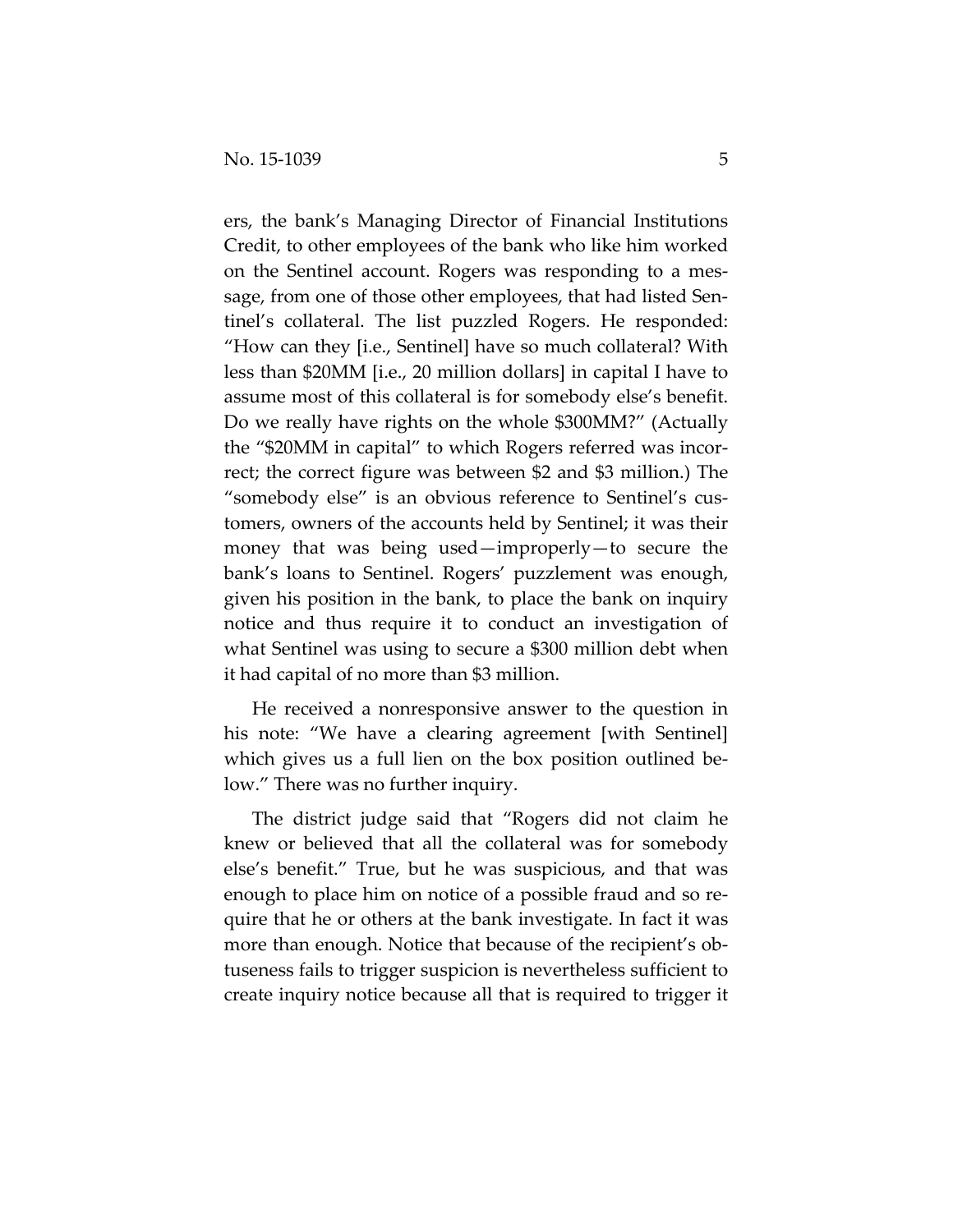ers, the bank's Managing Director of Financial Institutions Credit, to other employees of the bank who like him worked on the Sentinel account. Rogers was responding to a message, from one of those other employees, that had listed Sentinel's collateral. The list puzzled Rogers. He responded: "How can they [i.e., Sentinel] have so much collateral? With less than $20MM [i.e., 20 million dollars] in capital I have to assume most of this collateral is for somebody else's benefit. Do we really have rights on the whole $300MM?" (Actually the "$20MM in capital" to which Rogers referred was incorrect; the correct figure was between $2 and $3 million.) The "somebody else" is an obvious reference to Sentinel's customers, owners of the accounts held by Sentinel; it was their money that was being used—improperly—to secure the bank's loans to Sentinel. Rogers' puzzlement was enough, given his position in the bank, to place the bank on inquiry notice and thus require it to conduct an investigation of what Sentinel was using to secure a $300 million debt when it had capital of no more than $3 million.

He received a nonresponsive answer to the question in his note: "We have a clearing agreement [with Sentinel] which gives us a full lien on the box position outlined below." There was no further inquiry.

The district judge said that "Rogers did not claim he knew or believed that all the collateral was for somebody else's benefit." True, but he was suspicious, and that was enough to place him on notice of a possible fraud and so require that he or others at the bank investigate. In fact it was more than enough. Notice that because of the recipient's obtuseness fails to trigger suspicion is nevertheless sufficient to create inquiry notice because all that is required to trigger it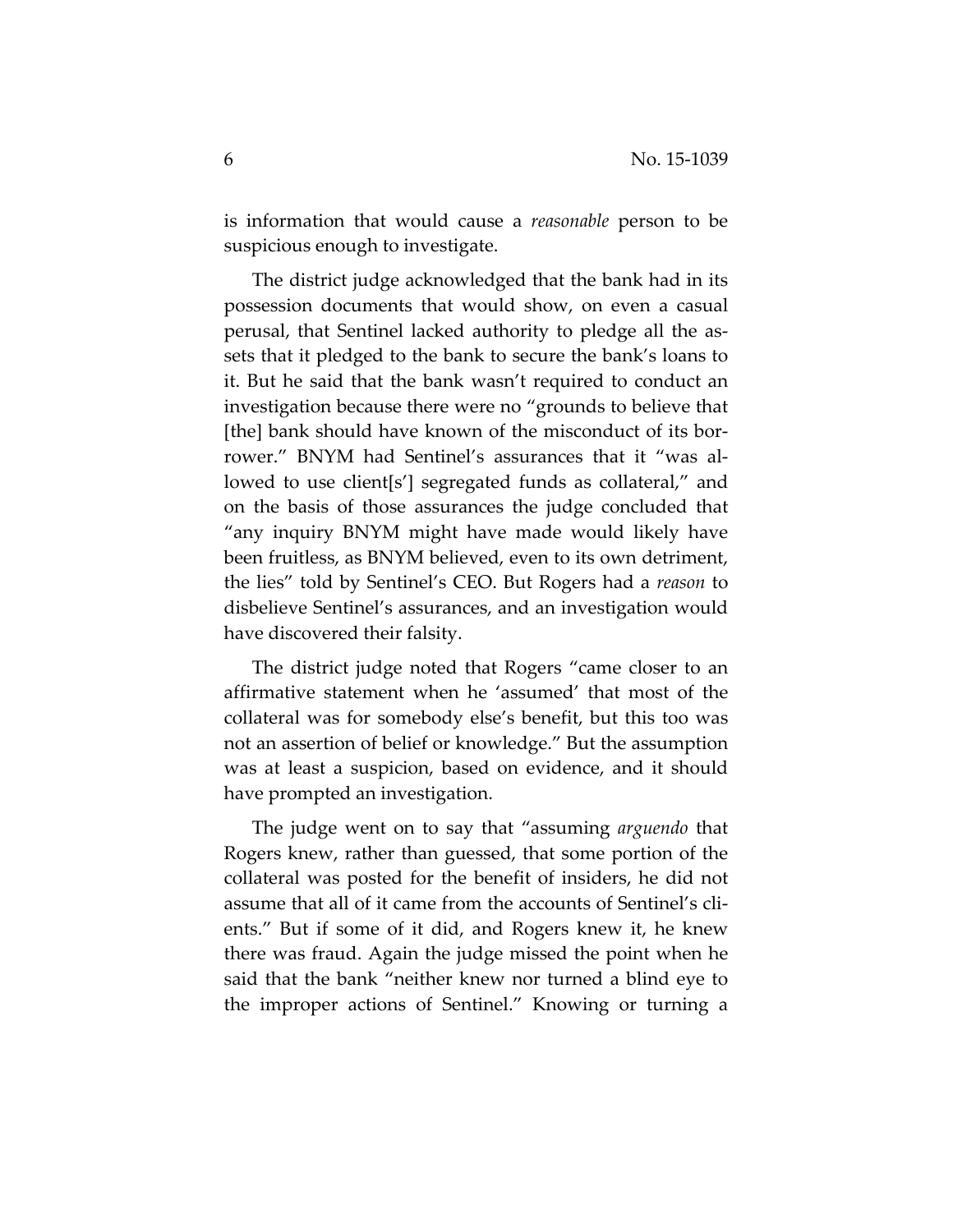is information that would cause a *reasonable* person to be suspicious enough to investigate.

The district judge acknowledged that the bank had in its possession documents that would show, on even a casual perusal, that Sentinel lacked authority to pledge all the assets that it pledged to the bank to secure the bank's loans to it. But he said that the bank wasn't required to conduct an investigation because there were no "grounds to believe that [the] bank should have known of the misconduct of its borrower." BNYM had Sentinel's assurances that it "was allowed to use client[s'] segregated funds as collateral," and on the basis of those assurances the judge concluded that "any inquiry BNYM might have made would likely have been fruitless, as BNYM believed, even to its own detriment, the lies" told by Sentinel's CEO. But Rogers had a *reason* to disbelieve Sentinel's assurances, and an investigation would have discovered their falsity.

The district judge noted that Rogers "came closer to an affirmative statement when he 'assumed' that most of the collateral was for somebody else's benefit, but this too was not an assertion of belief or knowledge." But the assumption was at least a suspicion, based on evidence, and it should have prompted an investigation.

The judge went on to say that "assuming *arguendo* that Rogers knew, rather than guessed, that some portion of the collateral was posted for the benefit of insiders, he did not assume that all of it came from the accounts of Sentinel's clients." But if some of it did, and Rogers knew it, he knew there was fraud. Again the judge missed the point when he said that the bank "neither knew nor turned a blind eye to the improper actions of Sentinel." Knowing or turning a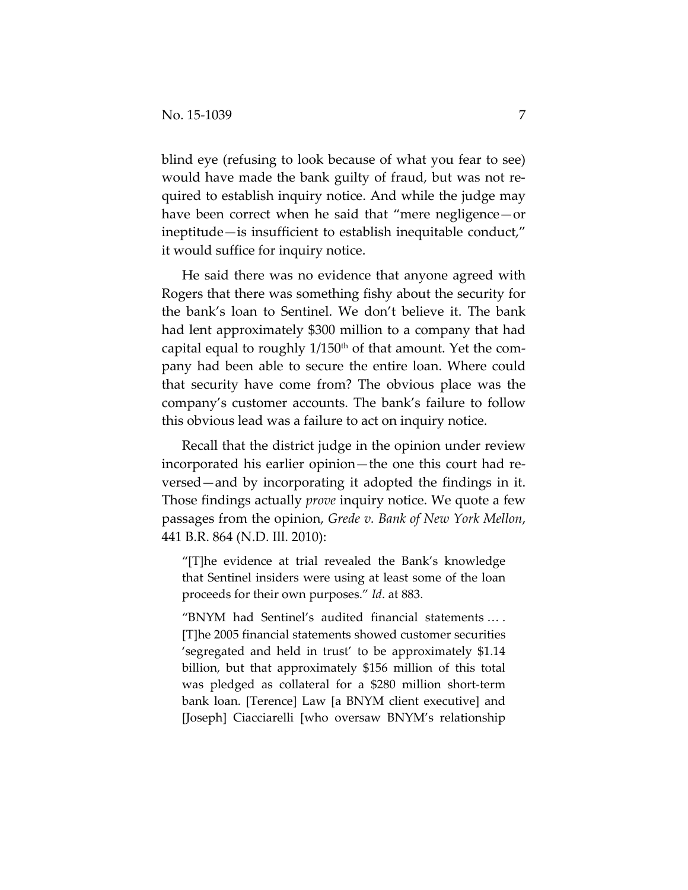blind eye (refusing to look because of what you fear to see) would have made the bank guilty of fraud, but was not required to establish inquiry notice. And while the judge may have been correct when he said that "mere negligence—or ineptitude—is insufficient to establish inequitable conduct," it would suffice for inquiry notice.

He said there was no evidence that anyone agreed with Rogers that there was something fishy about the security for the bank's loan to Sentinel. We don't believe it. The bank had lent approximately $300 million to a company that had capital equal to roughly 1/150th of that amount. Yet the company had been able to secure the entire loan. Where could that security have come from? The obvious place was the company's customer accounts. The bank's failure to follow this obvious lead was a failure to act on inquiry notice.

Recall that the district judge in the opinion under review incorporated his earlier opinion—the one this court had reversed—and by incorporating it adopted the findings in it. Those findings actually *prove* inquiry notice. We quote a few passages from the opinion, *Grede v. Bank of New York Mellon*, 441 B.R. 864 (N.D. Ill. 2010):

> "[T]he evidence at trial revealed the Bank's knowledge that Sentinel insiders were using at least some of the loan proceeds for their own purposes." *Id*. at 883.
>
> "BNYM had Sentinel's audited financial statements … . [T]he 2005 financial statements showed customer securities 'segregated and held in trust' to be approximately $1.14 billion, but that approximately $156 million of this total was pledged as collateral for a $280 million short-term bank loan. [Terence] Law [a BNYM client executive] and [Joseph] Ciacciarelli [who oversaw BNYM's relationship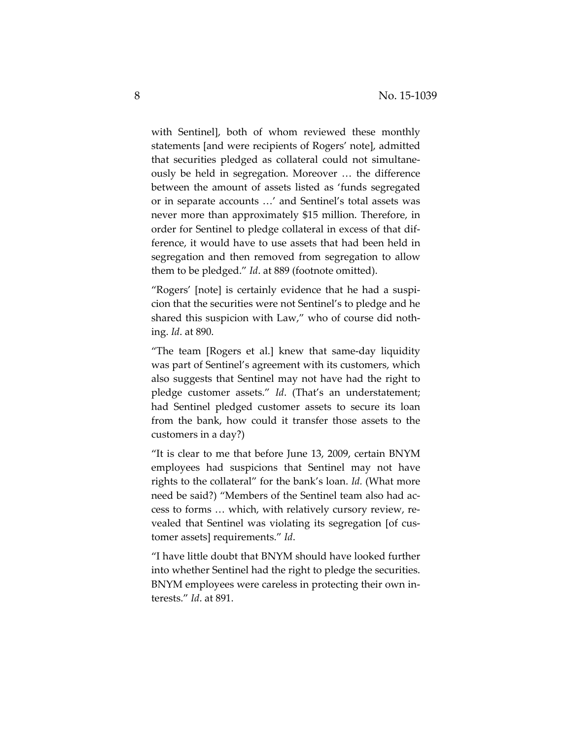with Sentinel], both of whom reviewed these monthly statements [and were recipients of Rogers' note], admitted that securities pledged as collateral could not simultaneously be held in segregation. Moreover … the difference between the amount of assets listed as 'funds segregated or in separate accounts …' and Sentinel's total assets was never more than approximately $15 million. Therefore, in order for Sentinel to pledge collateral in excess of that difference, it would have to use assets that had been held in segregation and then removed from segregation to allow them to be pledged." *Id*. at 889 (footnote omitted).

"Rogers' [note] is certainly evidence that he had a suspicion that the securities were not Sentinel's to pledge and he shared this suspicion with Law," who of course did nothing. *Id*. at 890.

"The team [Rogers et al.] knew that same-day liquidity was part of Sentinel's agreement with its customers, which also suggests that Sentinel may not have had the right to pledge customer assets." *Id*. (That's an understatement; had Sentinel pledged customer assets to secure its loan from the bank, how could it transfer those assets to the customers in a day?)

"It is clear to me that before June 13, 2009, certain BNYM employees had suspicions that Sentinel may not have rights to the collateral" for the bank's loan. *Id.* (What more need be said?) "Members of the Sentinel team also had access to forms … which, with relatively cursory review, revealed that Sentinel was violating its segregation [of customer assets] requirements." *Id*.

"I have little doubt that BNYM should have looked further into whether Sentinel had the right to pledge the securities. BNYM employees were careless in protecting their own interests." *Id*. at 891.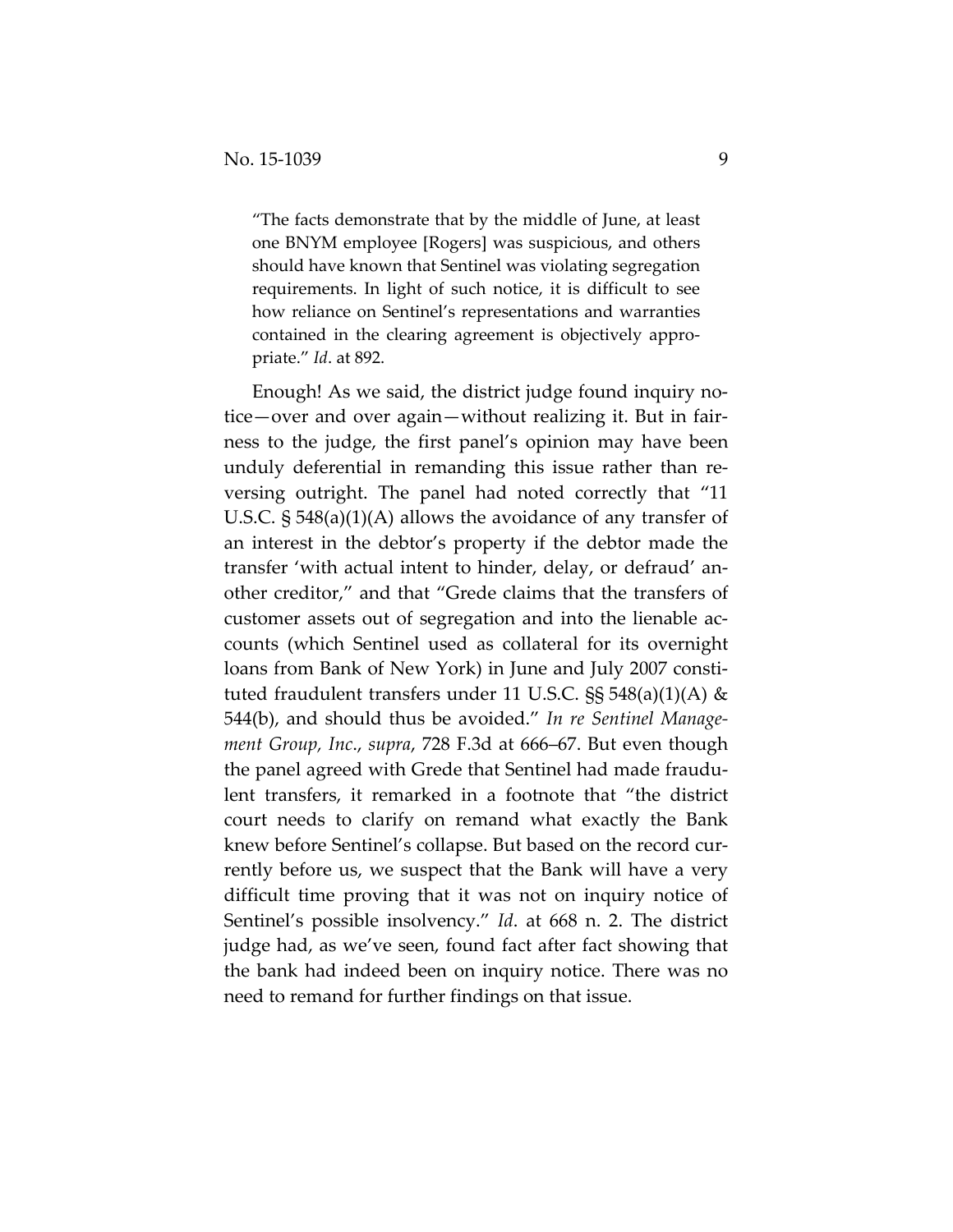> "The facts demonstrate that by the middle of June, at least one BNYM employee [Rogers] was suspicious, and others should have known that Sentinel was violating segregation requirements. In light of such notice, it is difficult to see how reliance on Sentinel's representations and warranties contained in the clearing agreement is objectively appropriate." *Id*. at 892.

Enough! As we said, the district judge found inquiry notice—over and over again—without realizing it. But in fairness to the judge, the first panel's opinion may have been unduly deferential in remanding this issue rather than reversing outright. The panel had noted correctly that "11 U.S.C. § 548(a)(1)(A) allows the avoidance of any transfer of an interest in the debtor's property if the debtor made the transfer 'with actual intent to hinder, delay, or defraud' another creditor," and that "Grede claims that the transfers of customer assets out of segregation and into the lienable accounts (which Sentinel used as collateral for its overnight loans from Bank of New York) in June and July 2007 constituted fraudulent transfers under 11 U.S.C. §§ 548(a)(1)(A) & 544(b), and should thus be avoided." *In re Sentinel Management Group, Inc*., *supra*, 728 F.3d at 666–67. But even though the panel agreed with Grede that Sentinel had made fraudulent transfers, it remarked in a footnote that "the district court needs to clarify on remand what exactly the Bank knew before Sentinel's collapse. But based on the record currently before us, we suspect that the Bank will have a very difficult time proving that it was not on inquiry notice of Sentinel's possible insolvency." *Id*. at 668 n. 2. The district judge had, as we've seen, found fact after fact showing that the bank had indeed been on inquiry notice. There was no need to remand for further findings on that issue.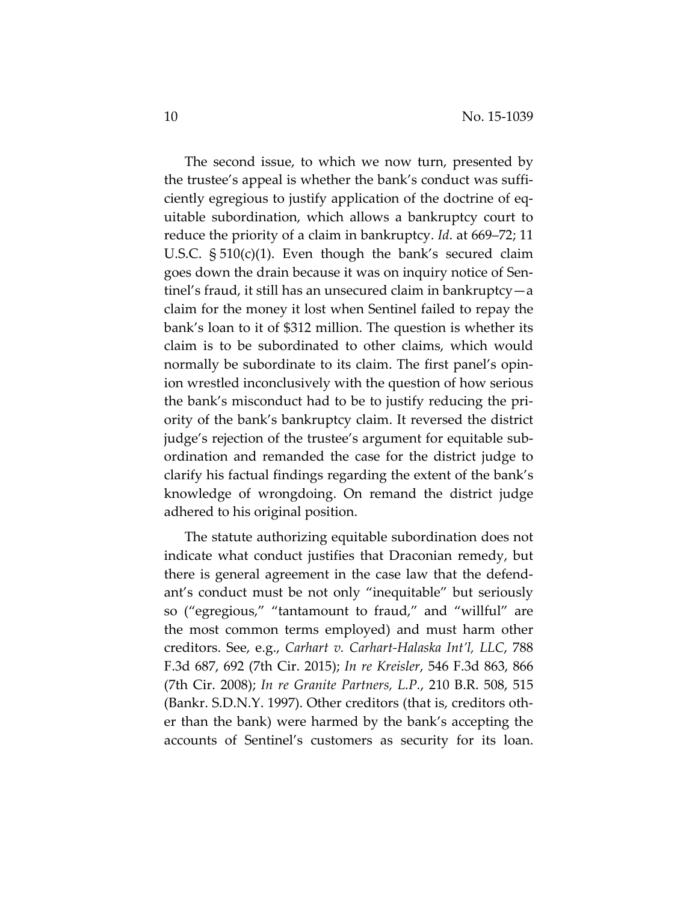The second issue, to which we now turn, presented by the trustee's appeal is whether the bank's conduct was sufficiently egregious to justify application of the doctrine of equitable subordination, which allows a bankruptcy court to reduce the priority of a claim in bankruptcy. *Id*. at 669–72; 11 U.S.C. § 510(c)(1). Even though the bank's secured claim goes down the drain because it was on inquiry notice of Sentinel's fraud, it still has an unsecured claim in bankruptcy—a claim for the money it lost when Sentinel failed to repay the bank's loan to it of $312 million. The question is whether its claim is to be subordinated to other claims, which would normally be subordinate to its claim. The first panel's opinion wrestled inconclusively with the question of how serious the bank's misconduct had to be to justify reducing the priority of the bank's bankruptcy claim. It reversed the district judge's rejection of the trustee's argument for equitable subordination and remanded the case for the district judge to clarify his factual findings regarding the extent of the bank's knowledge of wrongdoing. On remand the district judge adhered to his original position.

The statute authorizing equitable subordination does not indicate what conduct justifies that Draconian remedy, but there is general agreement in the case law that the defendant's conduct must be not only "inequitable" but seriously so ("egregious," "tantamount to fraud," and "willful" are the most common terms employed) and must harm other creditors. See, e.g., *Carhart v. Carhart-Halaska Int'l, LLC*, 788 F.3d 687, 692 (7th Cir. 2015); *In re Kreisler*, 546 F.3d 863, 866 (7th Cir. 2008); *In re Granite Partners, L.P.*, 210 B.R. 508, 515 (Bankr. S.D.N.Y. 1997). Other creditors (that is, creditors other than the bank) were harmed by the bank's accepting the accounts of Sentinel's customers as security for its loan.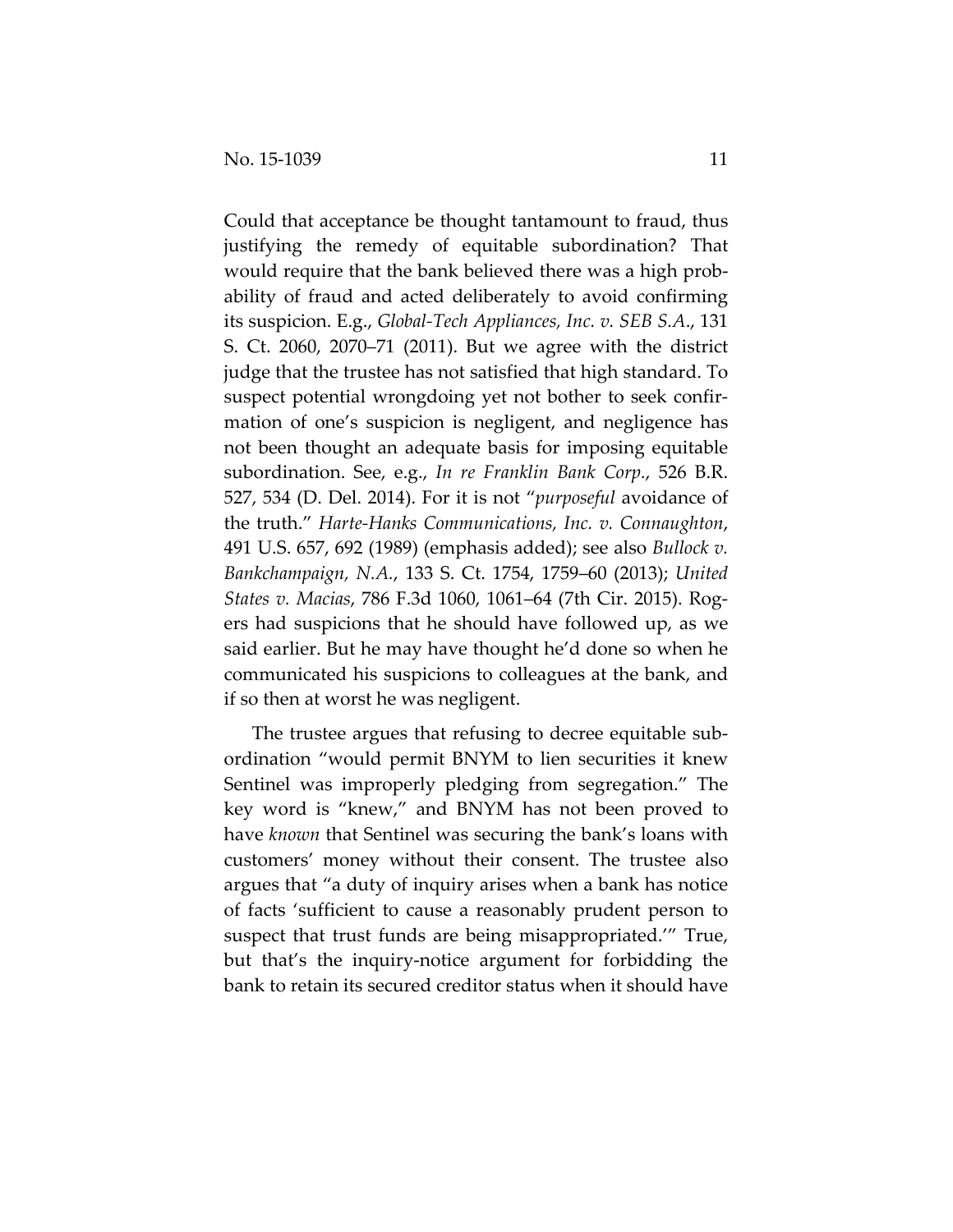Could that acceptance be thought tantamount to fraud, thus justifying the remedy of equitable subordination? That would require that the bank believed there was a high probability of fraud and acted deliberately to avoid confirming its suspicion. E.g., *Global-Tech Appliances, Inc. v. SEB S.A.*, 131 S. Ct. 2060, 2070–71 (2011). But we agree with the district judge that the trustee has not satisfied that high standard. To suspect potential wrongdoing yet not bother to seek confirmation of one's suspicion is negligent, and negligence has not been thought an adequate basis for imposing equitable subordination. See, e.g., *In re Franklin Bank Corp.*, 526 B.R. 527, 534 (D. Del. 2014). For it is not "*purposeful* avoidance of the truth." *Harte-Hanks Communications, Inc. v. Connaughton*, 491 U.S. 657, 692 (1989) (emphasis added); see also *Bullock v. Bankchampaign, N.A.*, 133 S. Ct. 1754, 1759–60 (2013); *United States v. Macias*, 786 F.3d 1060, 1061–64 (7th Cir. 2015). Rogers had suspicions that he should have followed up, as we said earlier. But he may have thought he'd done so when he communicated his suspicions to colleagues at the bank, and if so then at worst he was negligent.

The trustee argues that refusing to decree equitable subordination "would permit BNYM to lien securities it knew Sentinel was improperly pledging from segregation." The key word is "knew," and BNYM has not been proved to have *known* that Sentinel was securing the bank's loans with customers' money without their consent. The trustee also argues that "a duty of inquiry arises when a bank has notice of facts 'sufficient to cause a reasonably prudent person to suspect that trust funds are being misappropriated.'" True, but that's the inquiry-notice argument for forbidding the bank to retain its secured creditor status when it should have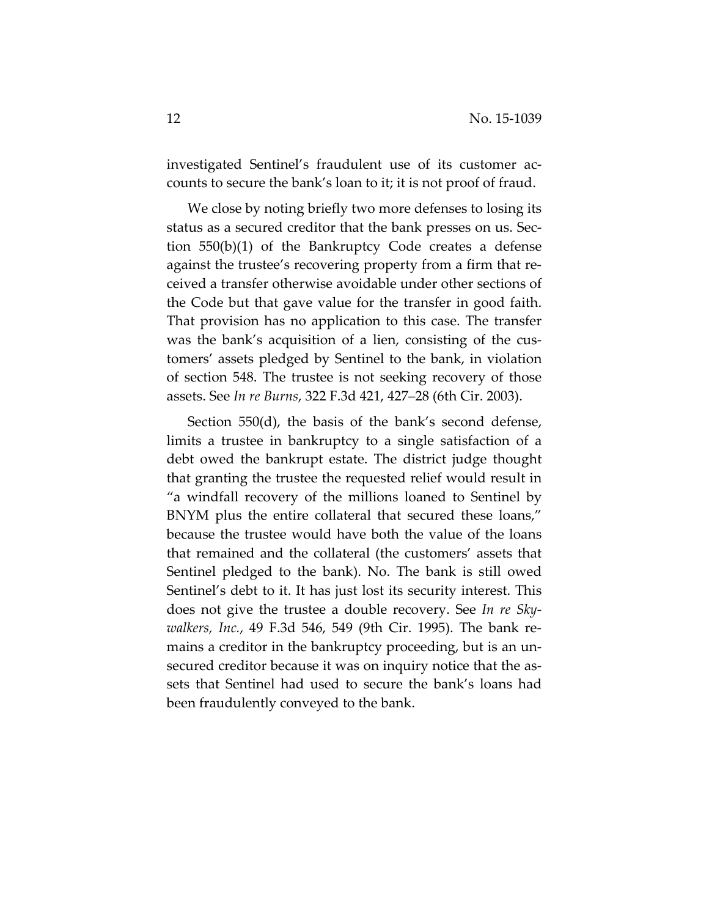investigated Sentinel's fraudulent use of its customer accounts to secure the bank's loan to it; it is not proof of fraud.

We close by noting briefly two more defenses to losing its status as a secured creditor that the bank presses on us. Section 550(b)(1) of the Bankruptcy Code creates a defense against the trustee's recovering property from a firm that received a transfer otherwise avoidable under other sections of the Code but that gave value for the transfer in good faith. That provision has no application to this case. The transfer was the bank's acquisition of a lien, consisting of the customers' assets pledged by Sentinel to the bank, in violation of section 548. The trustee is not seeking recovery of those assets. See *In re Burns*, 322 F.3d 421, 427–28 (6th Cir. 2003).

Section 550(d), the basis of the bank's second defense, limits a trustee in bankruptcy to a single satisfaction of a debt owed the bankrupt estate. The district judge thought that granting the trustee the requested relief would result in "a windfall recovery of the millions loaned to Sentinel by BNYM plus the entire collateral that secured these loans," because the trustee would have both the value of the loans that remained and the collateral (the customers' assets that Sentinel pledged to the bank). No. The bank is still owed Sentinel's debt to it. It has just lost its security interest. This does not give the trustee a double recovery. See *In re Skywalkers, Inc.*, 49 F.3d 546, 549 (9th Cir. 1995). The bank remains a creditor in the bankruptcy proceeding, but is an unsecured creditor because it was on inquiry notice that the assets that Sentinel had used to secure the bank's loans had been fraudulently conveyed to the bank.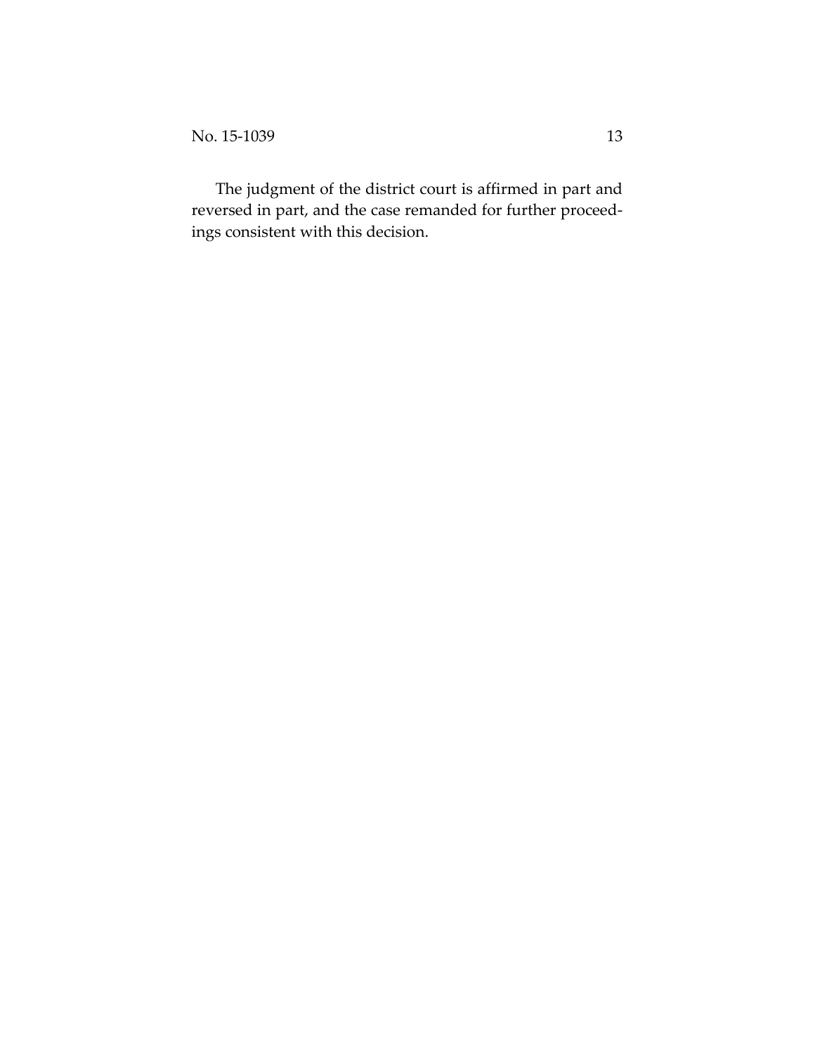The judgment of the district court is affirmed in part and reversed in part, and the case remanded for further proceedings consistent with this decision.